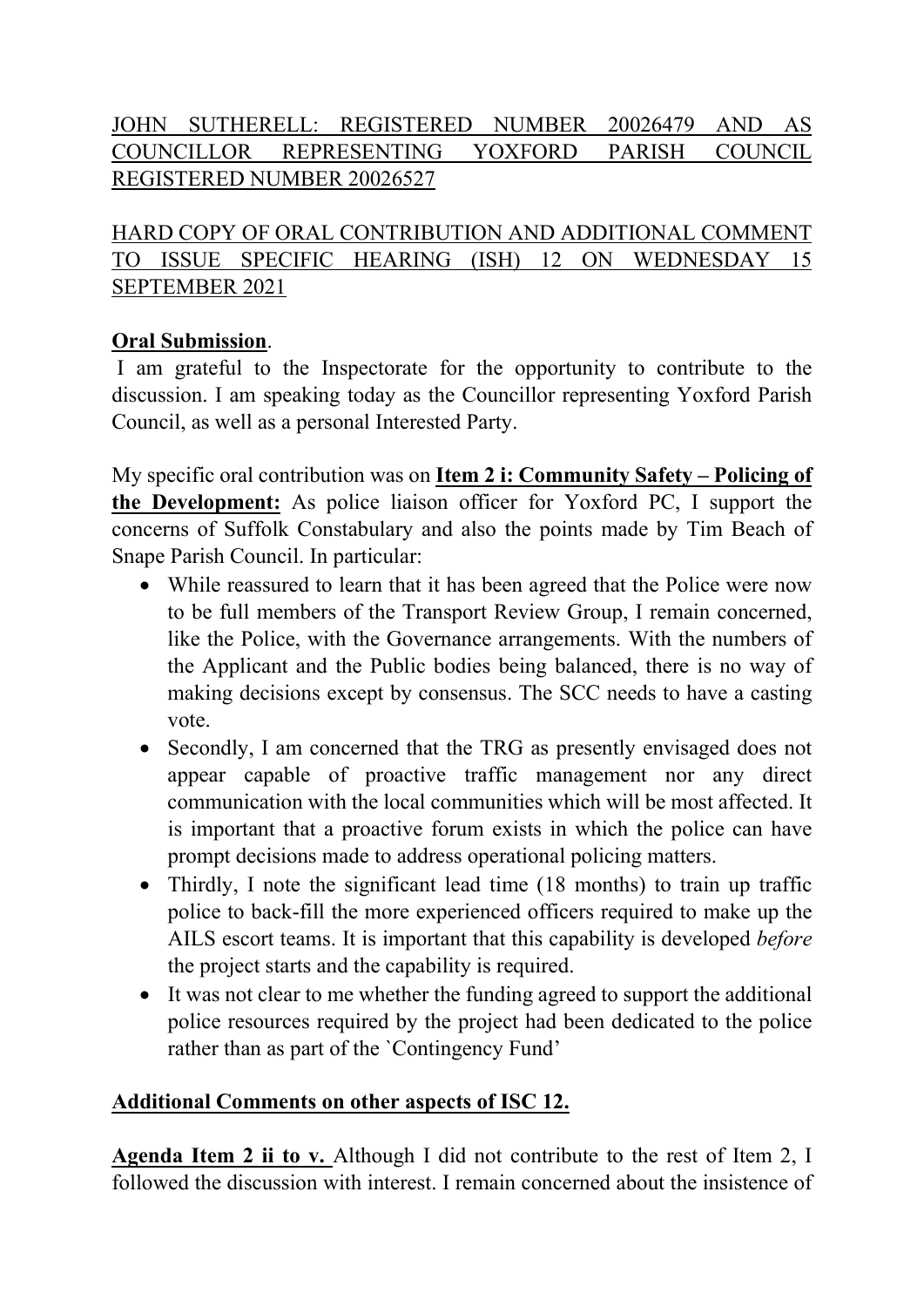<u>JOHN SUTHERELL: REGISTERED NUMBER 20026479 AND AS COUNCILLOR REPRESENTING YOXFORD PARISH COUNCIL REGISTERED NUMBER 20026527</u>

<u>HARD COPY OF ORAL CONTRIBUTION AND ADDITIONAL COMMENT TO ISSUE SPECIFIC HEARING (ISH) 12 ON WEDNESDAY 15 SEPTEMBER 2021</u>

**<u>Oral Submission</u>**.

I am grateful to the Inspectorate for the opportunity to contribute to the discussion. I am speaking today as the Councillor representing Yoxford Parish Council, as well as a personal Interested Party.

My specific oral contribution was on **<u>Item 2 i: Community Safety – Policing of the Development:</u>** As police liaison officer for Yoxford PC, I support the concerns of Suffolk Constabulary and also the points made by Tim Beach of Snape Parish Council. In particular:

- While reassured to learn that it has been agreed that the Police were now to be full members of the Transport Review Group, I remain concerned, like the Police, with the Governance arrangements. With the numbers of the Applicant and the Public bodies being balanced, there is no way of making decisions except by consensus. The SCC needs to have a casting vote.
- Secondly, I am concerned that the TRG as presently envisaged does not appear capable of proactive traffic management nor any direct communication with the local communities which will be most affected. It is important that a proactive forum exists in which the police can have prompt decisions made to address operational policing matters.
- Thirdly, I note the significant lead time (18 months) to train up traffic police to back-fill the more experienced officers required to make up the AILS escort teams. It is important that this capability is developed *before* the project starts and the capability is required.
- It was not clear to me whether the funding agreed to support the additional police resources required by the project had been dedicated to the police rather than as part of the `Contingency Fund'

**<u>Additional Comments on other aspects of ISC 12.</u>**

**<u>Agenda Item 2 ii to v.</u>** Although I did not contribute to the rest of Item 2, I followed the discussion with interest. I remain concerned about the insistence of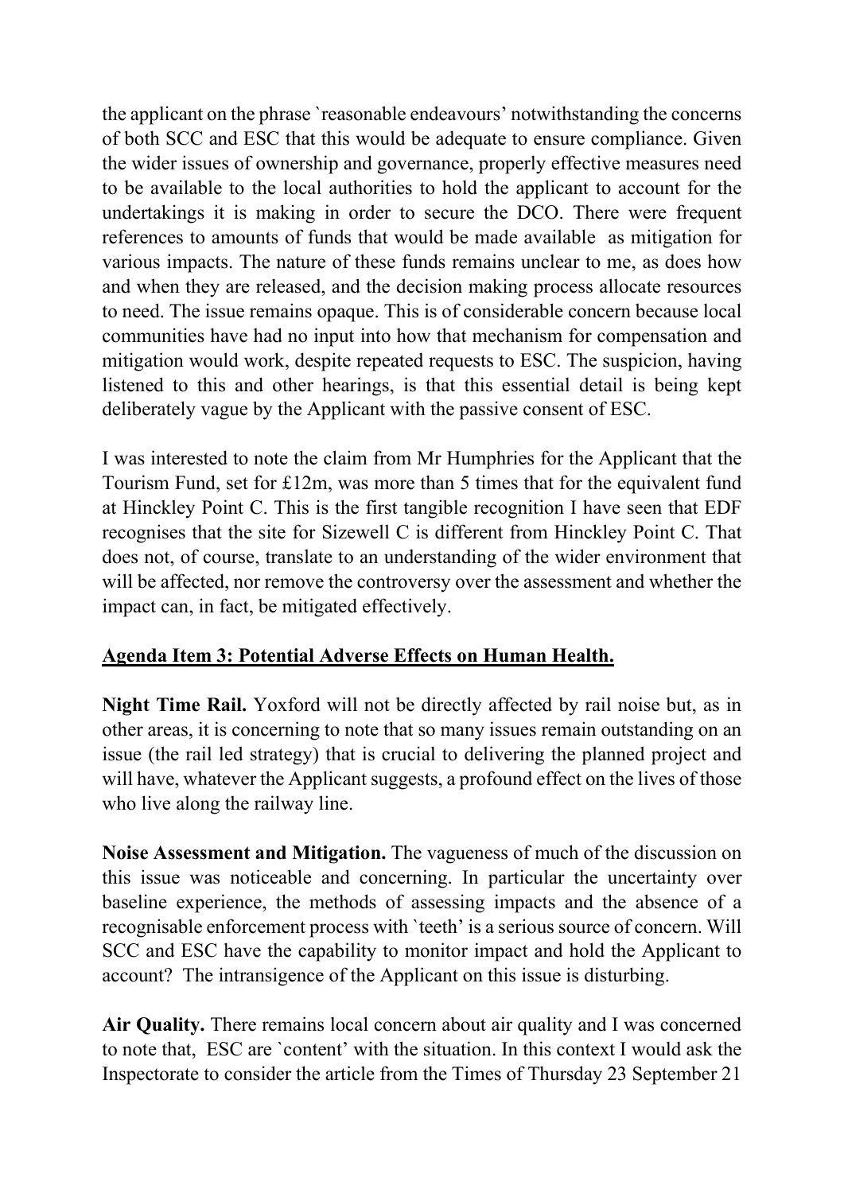the applicant on the phrase `reasonable endeavours' notwithstanding the concerns of both SCC and ESC that this would be adequate to ensure compliance. Given the wider issues of ownership and governance, properly effective measures need to be available to the local authorities to hold the applicant to account for the undertakings it is making in order to secure the DCO. There were frequent references to amounts of funds that would be made available as mitigation for various impacts. The nature of these funds remains unclear to me, as does how and when they are released, and the decision making process allocate resources to need. The issue remains opaque. This is of considerable concern because local communities have had no input into how that mechanism for compensation and mitigation would work, despite repeated requests to ESC. The suspicion, having listened to this and other hearings, is that this essential detail is being kept deliberately vague by the Applicant with the passive consent of ESC.

I was interested to note the claim from Mr Humphries for the Applicant that the Tourism Fund, set for £12m, was more than 5 times that for the equivalent fund at Hinckley Point C. This is the first tangible recognition I have seen that EDF recognises that the site for Sizewell C is different from Hinckley Point C. That does not, of course, translate to an understanding of the wider environment that will be affected, nor remove the controversy over the assessment and whether the impact can, in fact, be mitigated effectively.

**Agenda Item 3: Potential Adverse Effects on Human Health.**

**Night Time Rail.** Yoxford will not be directly affected by rail noise but, as in other areas, it is concerning to note that so many issues remain outstanding on an issue (the rail led strategy) that is crucial to delivering the planned project and will have, whatever the Applicant suggests, a profound effect on the lives of those who live along the railway line.

**Noise Assessment and Mitigation.** The vagueness of much of the discussion on this issue was noticeable and concerning. In particular the uncertainty over baseline experience, the methods of assessing impacts and the absence of a recognisable enforcement process with `teeth' is a serious source of concern. Will SCC and ESC have the capability to monitor impact and hold the Applicant to account? The intransigence of the Applicant on this issue is disturbing.

**Air Quality.** There remains local concern about air quality and I was concerned to note that, ESC are `content' with the situation. In this context I would ask the Inspectorate to consider the article from the Times of Thursday 23 September 21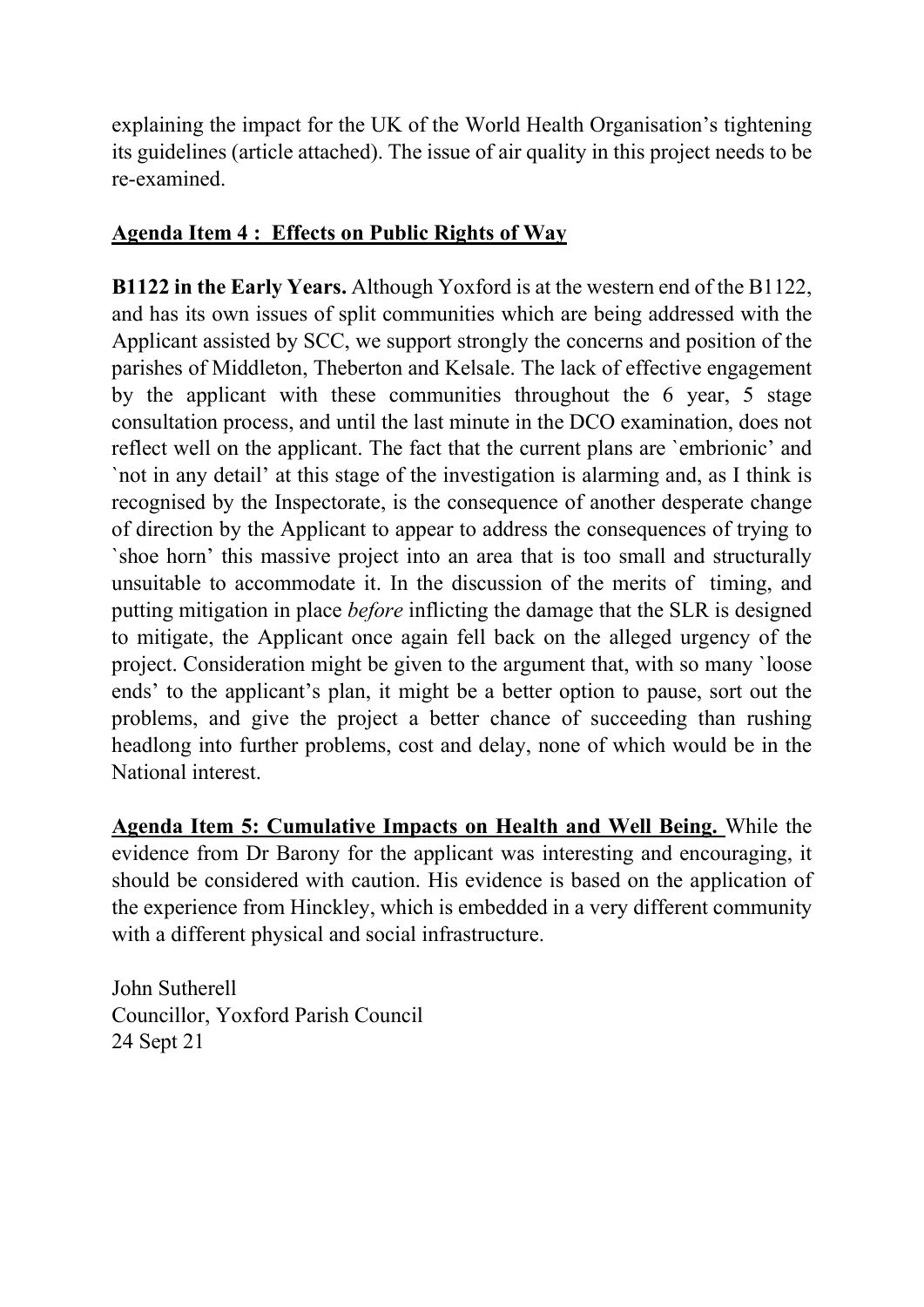explaining the impact for the UK of the World Health Organisation's tightening its guidelines (article attached). The issue of air quality in this project needs to be re-examined.

**Agenda Item 4 : Effects on Public Rights of Way**

**B1122 in the Early Years.** Although Yoxford is at the western end of the B1122, and has its own issues of split communities which are being addressed with the Applicant assisted by SCC, we support strongly the concerns and position of the parishes of Middleton, Theberton and Kelsale. The lack of effective engagement by the applicant with these communities throughout the 6 year, 5 stage consultation process, and until the last minute in the DCO examination, does not reflect well on the applicant. The fact that the current plans are `embrionic' and `not in any detail' at this stage of the investigation is alarming and, as I think is recognised by the Inspectorate, is the consequence of another desperate change of direction by the Applicant to appear to address the consequences of trying to `shoe horn' this massive project into an area that is too small and structurally unsuitable to accommodate it. In the discussion of the merits of timing, and putting mitigation in place *before* inflicting the damage that the SLR is designed to mitigate, the Applicant once again fell back on the alleged urgency of the project. Consideration might be given to the argument that, with so many `loose ends' to the applicant's plan, it might be a better option to pause, sort out the problems, and give the project a better chance of succeeding than rushing headlong into further problems, cost and delay, none of which would be in the National interest.

**Agenda Item 5: Cumulative Impacts on Health and Well Being.** While the evidence from Dr Barony for the applicant was interesting and encouraging, it should be considered with caution. His evidence is based on the application of the experience from Hinckley, which is embedded in a very different community with a different physical and social infrastructure.

John Sutherell
Councillor, Yoxford Parish Council
24 Sept 21